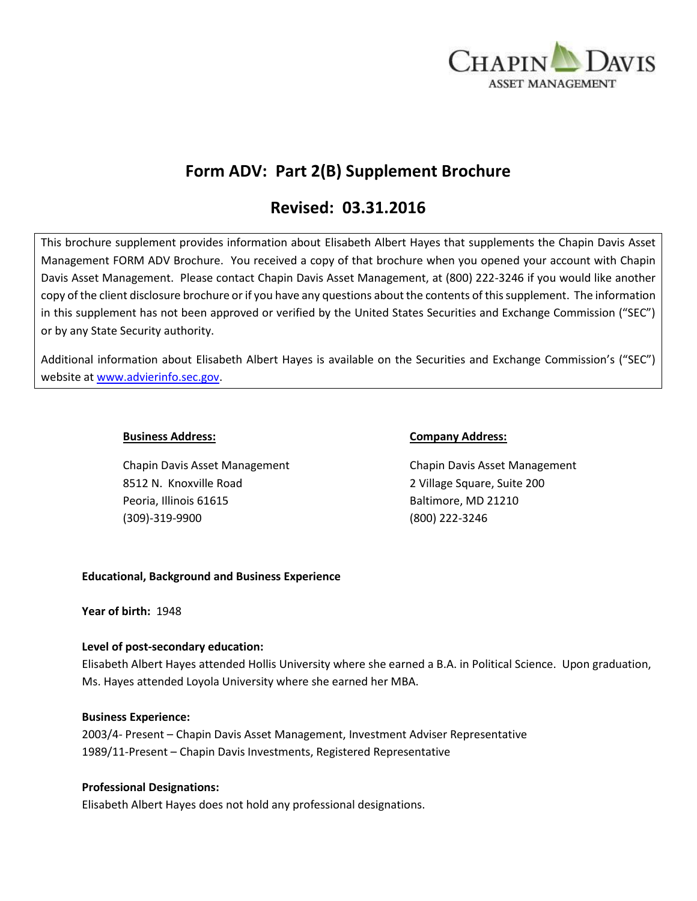CHAPIN DAVIS
ASSET MANAGEMENT

# Form ADV: Part 2(B) Supplement Brochure

## Revised: 03.31.2016

This brochure supplement provides information about Elisabeth Albert Hayes that supplements the Chapin Davis Asset Management FORM ADV Brochure. You received a copy of that brochure when you opened your account with Chapin Davis Asset Management. Please contact Chapin Davis Asset Management, at (800) 222-3246 if you would like another copy of the client disclosure brochure or if you have any questions about the contents of this supplement. The information in this supplement has not been approved or verified by the United States Securities and Exchange Commission ("SEC") or by any State Security authority.

Additional information about Elisabeth Albert Hayes is available on the Securities and Exchange Commission's ("SEC") website at www.advierinfo.sec.gov.

**Business Address:**

Chapin Davis Asset Management
8512 N. Knoxville Road
Peoria, Illinois 61615
(309)-319-9900

**Company Address:**

Chapin Davis Asset Management
2 Village Square, Suite 200
Baltimore, MD 21210
(800) 222-3246

**Educational, Background and Business Experience**

**Year of birth:** 1948

**Level of post-secondary education:**
Elisabeth Albert Hayes attended Hollis University where she earned a B.A. in Political Science. Upon graduation, Ms. Hayes attended Loyola University where she earned her MBA.

**Business Experience:**
2003/4- Present – Chapin Davis Asset Management, Investment Adviser Representative
1989/11-Present – Chapin Davis Investments, Registered Representative

**Professional Designations:**
Elisabeth Albert Hayes does not hold any professional designations.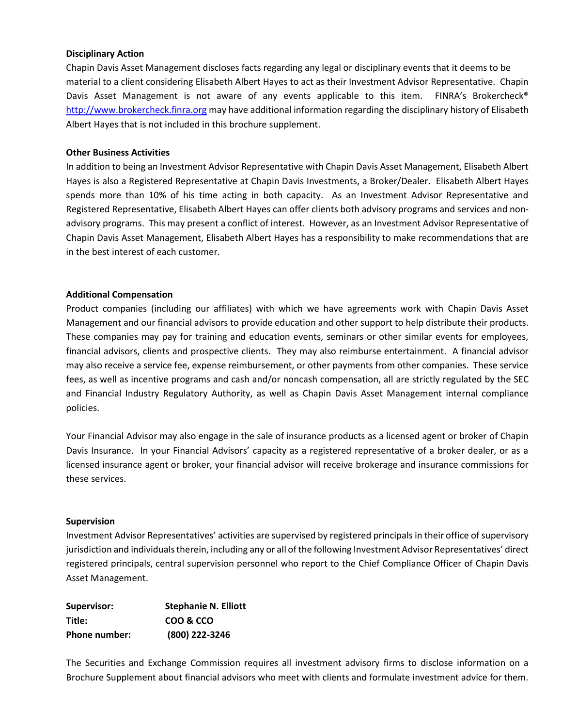**Disciplinary Action**

Chapin Davis Asset Management discloses facts regarding any legal or disciplinary events that it deems to be material to a client considering Elisabeth Albert Hayes to act as their Investment Advisor Representative. Chapin Davis Asset Management is not aware of any events applicable to this item. FINRA's Brokercheck® http://www.brokercheck.finra.org may have additional information regarding the disciplinary history of Elisabeth Albert Hayes that is not included in this brochure supplement.

**Other Business Activities**

In addition to being an Investment Advisor Representative with Chapin Davis Asset Management, Elisabeth Albert Hayes is also a Registered Representative at Chapin Davis Investments, a Broker/Dealer. Elisabeth Albert Hayes spends more than 10% of his time acting in both capacity. As an Investment Advisor Representative and Registered Representative, Elisabeth Albert Hayes can offer clients both advisory programs and services and non-advisory programs. This may present a conflict of interest. However, as an Investment Advisor Representative of Chapin Davis Asset Management, Elisabeth Albert Hayes has a responsibility to make recommendations that are in the best interest of each customer.

**Additional Compensation**

Product companies (including our affiliates) with which we have agreements work with Chapin Davis Asset Management and our financial advisors to provide education and other support to help distribute their products. These companies may pay for training and education events, seminars or other similar events for employees, financial advisors, clients and prospective clients. They may also reimburse entertainment. A financial advisor may also receive a service fee, expense reimbursement, or other payments from other companies. These service fees, as well as incentive programs and cash and/or noncash compensation, all are strictly regulated by the SEC and Financial Industry Regulatory Authority, as well as Chapin Davis Asset Management internal compliance policies.

Your Financial Advisor may also engage in the sale of insurance products as a licensed agent or broker of Chapin Davis Insurance. In your Financial Advisors' capacity as a registered representative of a broker dealer, or as a licensed insurance agent or broker, your financial advisor will receive brokerage and insurance commissions for these services.

**Supervision**

Investment Advisor Representatives' activities are supervised by registered principals in their office of supervisory jurisdiction and individuals therein, including any or all of the following Investment Advisor Representatives' direct registered principals, central supervision personnel who report to the Chief Compliance Officer of Chapin Davis Asset Management.

| | |
|---|---|
| **Supervisor:** | **Stephanie N. Elliott** |
| **Title:** | **COO & CCO** |
| **Phone number:** | **(800) 222-3246** |

The Securities and Exchange Commission requires all investment advisory firms to disclose information on a Brochure Supplement about financial advisors who meet with clients and formulate investment advice for them.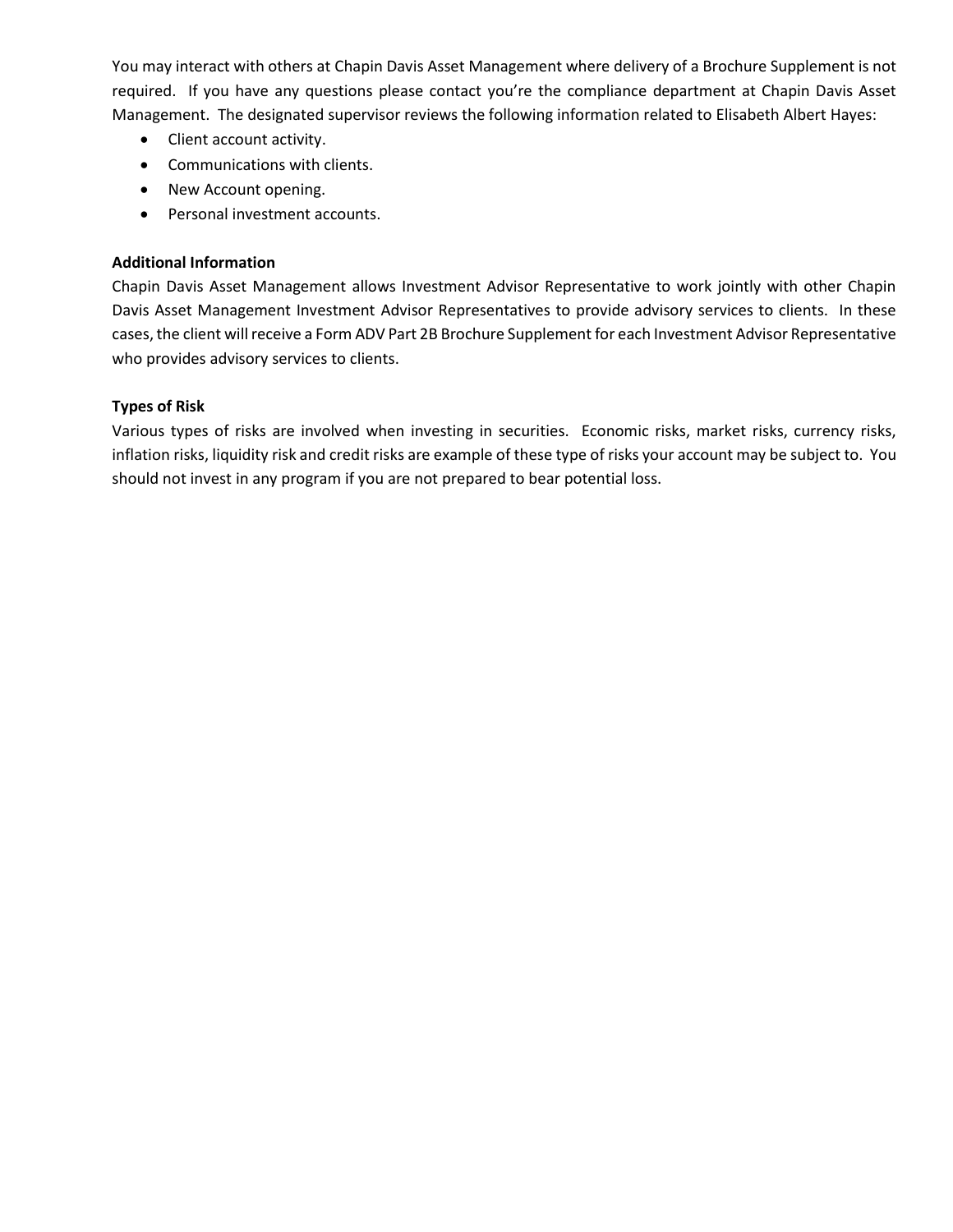You may interact with others at Chapin Davis Asset Management where delivery of a Brochure Supplement is not required. If you have any questions please contact you're the compliance department at Chapin Davis Asset Management. The designated supervisor reviews the following information related to Elisabeth Albert Hayes:

- Client account activity.
- Communications with clients.
- New Account opening.
- Personal investment accounts.

**Additional Information**

Chapin Davis Asset Management allows Investment Advisor Representative to work jointly with other Chapin Davis Asset Management Investment Advisor Representatives to provide advisory services to clients. In these cases, the client will receive a Form ADV Part 2B Brochure Supplement for each Investment Advisor Representative who provides advisory services to clients.

**Types of Risk**

Various types of risks are involved when investing in securities. Economic risks, market risks, currency risks, inflation risks, liquidity risk and credit risks are example of these type of risks your account may be subject to. You should not invest in any program if you are not prepared to bear potential loss.